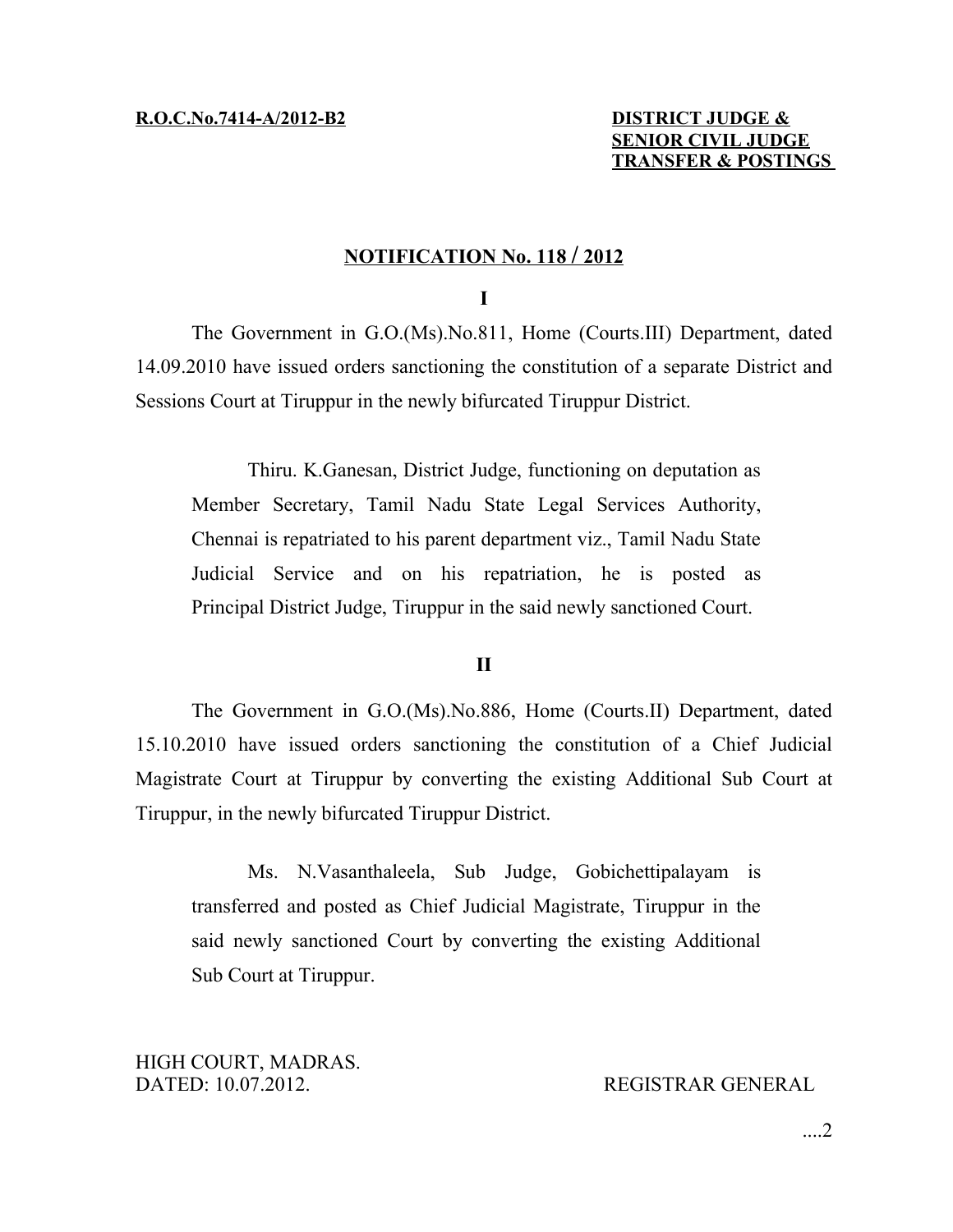**R.O.C.No.7414-A/2012-B2**

**DISTRICT JUDGE &**
**SENIOR CIVIL JUDGE**
**TRANSFER & POSTINGS**

## NOTIFICATION No. 118 / 2012

**I**

The Government in G.O.(Ms).No.811, Home (Courts.III) Department, dated 14.09.2010 have issued orders sanctioning the constitution of a separate District and Sessions Court at Tiruppur in the newly bifurcated Tiruppur District.

> Thiru. K.Ganesan, District Judge, functioning on deputation as Member Secretary, Tamil Nadu State Legal Services Authority, Chennai is repatriated to his parent department viz., Tamil Nadu State Judicial Service and on his repatriation, he is posted as Principal District Judge, Tiruppur in the said newly sanctioned Court.

**II**

The Government in G.O.(Ms).No.886, Home (Courts.II) Department, dated 15.10.2010 have issued orders sanctioning the constitution of a Chief Judicial Magistrate Court at Tiruppur by converting the existing Additional Sub Court at Tiruppur, in the newly bifurcated Tiruppur District.

> Ms. N.Vasanthaleela, Sub Judge, Gobichettipalayam is transferred and posted as Chief Judicial Magistrate, Tiruppur in the said newly sanctioned Court by converting the existing Additional Sub Court at Tiruppur.

HIGH COURT, MADRAS.
DATED: 10.07.2012.

REGISTRAR GENERAL

....2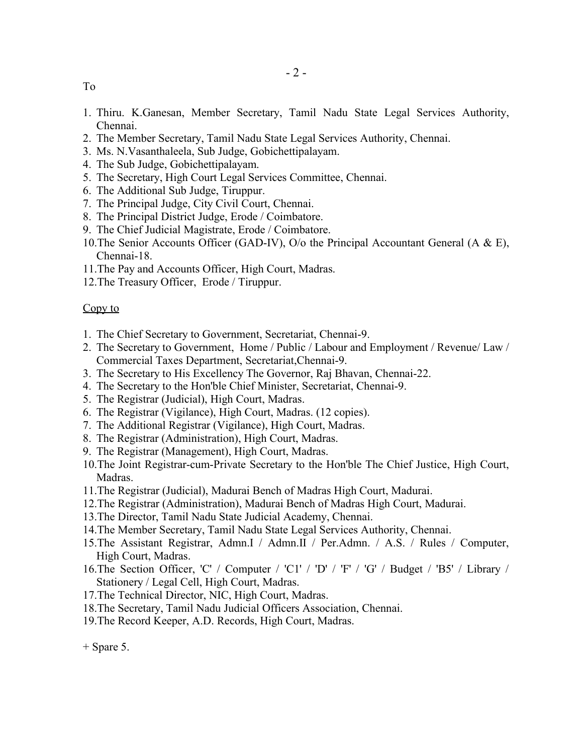To

1. Thiru. K.Ganesan, Member Secretary, Tamil Nadu State Legal Services Authority, Chennai.
2. The Member Secretary, Tamil Nadu State Legal Services Authority, Chennai.
3. Ms. N.Vasanthaleela, Sub Judge, Gobichettipalayam.
4. The Sub Judge, Gobichettipalayam.
5. The Secretary, High Court Legal Services Committee, Chennai.
6. The Additional Sub Judge, Tiruppur.
7. The Principal Judge, City Civil Court, Chennai.
8. The Principal District Judge, Erode / Coimbatore.
9. The Chief Judicial Magistrate, Erode / Coimbatore.
10. The Senior Accounts Officer (GAD-IV), O/o the Principal Accountant General (A & E), Chennai-18.
11. The Pay and Accounts Officer, High Court, Madras.
12. The Treasury Officer, Erode / Tiruppur.

Copy to

1. The Chief Secretary to Government, Secretariat, Chennai-9.
2. The Secretary to Government, Home / Public / Labour and Employment / Revenue/ Law / Commercial Taxes Department, Secretariat,Chennai-9.
3. The Secretary to His Excellency The Governor, Raj Bhavan, Chennai-22.
4. The Secretary to the Hon'ble Chief Minister, Secretariat, Chennai-9.
5. The Registrar (Judicial), High Court, Madras.
6. The Registrar (Vigilance), High Court, Madras. (12 copies).
7. The Additional Registrar (Vigilance), High Court, Madras.
8. The Registrar (Administration), High Court, Madras.
9. The Registrar (Management), High Court, Madras.
10. The Joint Registrar-cum-Private Secretary to the Hon'ble The Chief Justice, High Court, Madras.
11. The Registrar (Judicial), Madurai Bench of Madras High Court, Madurai.
12. The Registrar (Administration), Madurai Bench of Madras High Court, Madurai.
13. The Director, Tamil Nadu State Judicial Academy, Chennai.
14. The Member Secretary, Tamil Nadu State Legal Services Authority, Chennai.
15. The Assistant Registrar, Admn.I / Admn.II / Per.Admn. / A.S. / Rules / Computer, High Court, Madras.
16. The Section Officer, 'C' / Computer / 'C1' / 'D' / 'F' / 'G' / Budget / 'B5' / Library / Stationery / Legal Cell, High Court, Madras.
17. The Technical Director, NIC, High Court, Madras.
18. The Secretary, Tamil Nadu Judicial Officers Association, Chennai.
19. The Record Keeper, A.D. Records, High Court, Madras.

+ Spare 5.